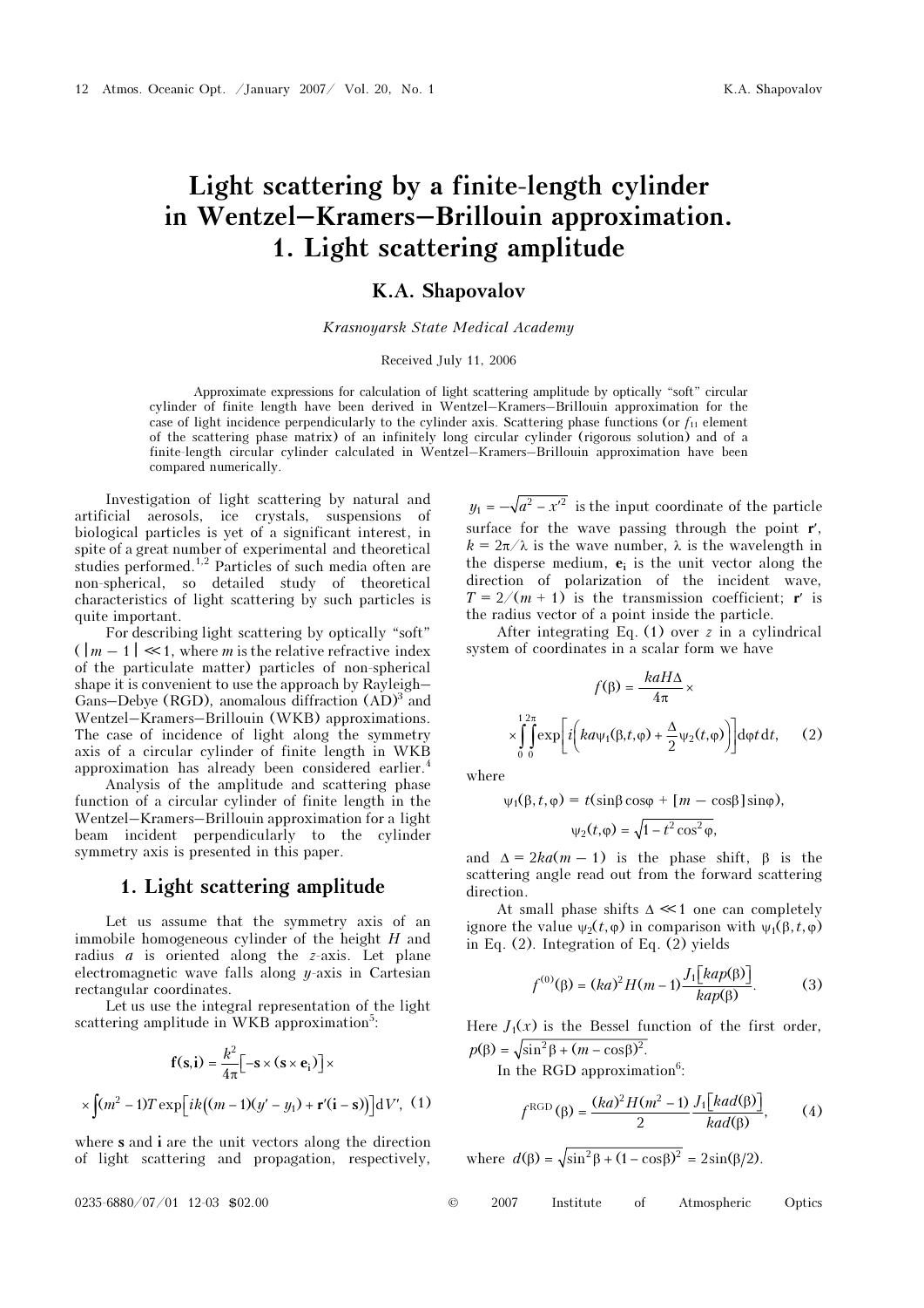# Light scattering by a finite-length cylinder in Wentzel–Kramers–Brillouin approximation. 1. Light scattering amplitude

**K.A. Shapovalov**

*Krasnoyarsk State Medical Academy*

Received July 11, 2006

Approximate expressions for calculation of light scattering amplitude by optically "soft" circular cylinder of finite length have been derived in Wentzel–Kramers–Brillouin approximation for the case of light incidence perpendicularly to the cylinder axis. Scattering phase functions (or $f_{11}$ element of the scattering phase matrix) of an infinitely long circular cylinder (rigorous solution) and of a finite-length circular cylinder calculated in Wentzel–Kramers–Brillouin approximation have been compared numerically.

Investigation of light scattering by natural and artificial aerosols, ice crystals, suspensions of biological particles is yet of a significant interest, in spite of a great number of experimental and theoretical studies performed.[1,2] Particles of such media often are non-spherical, so detailed study of theoretical characteristics of light scattering by such particles is quite important.

For describing light scattering by optically "soft" ($|m-1| \ll 1$, where $m$ is the relative refractive index of the particulate matter) particles of non-spherical shape it is convenient to use the approach by Rayleigh–Gans–Debye (RGD), anomalous diffraction (AD)[3] and Wentzel–Kramers–Brillouin (WKB) approximations. The case of incidence of light along the symmetry axis of a circular cylinder of finite length in WKB approximation has already been considered earlier.[4]

Analysis of the amplitude and scattering phase function of a circular cylinder of finite length in the Wentzel–Kramers–Brillouin approximation for a light beam incident perpendicularly to the cylinder symmetry axis is presented in this paper.

## 1. Light scattering amplitude

Let us assume that the symmetry axis of an immobile homogeneous cylinder of the height $H$ and radius $a$ is oriented along the $z$-axis. Let plane electromagnetic wave falls along $y$-axis in Cartesian rectangular coordinates.

Let us use the integral representation of the light scattering amplitude in WKB approximation[5]:

$$\mathbf{f}(\mathbf{s},\mathbf{i}) = \frac{k^2}{4\pi}\left[-\mathbf{s}\times(\mathbf{s}\times\mathbf{e}_i)\right]\times$$
$$\times\int(m^2-1)T\exp\left[ik\left((m-1)(y'-y_1)+\mathbf{r}'(\mathbf{i}-\mathbf{s})\right)\right]\mathrm{d}V', \quad (1)$$

where $\mathbf{s}$ and $\mathbf{i}$ are the unit vectors along the direction of light scattering and propagation, respectively, $y_1 = -\sqrt{a^2 - x'^2}$ is the input coordinate of the particle surface for the wave passing through the point $\mathbf{r}'$, $k = 2\pi/\lambda$ is the wave number, $\lambda$ is the wavelength in the disperse medium, $\mathbf{e}_i$ is the unit vector along the direction of polarization of the incident wave, $T = 2/(m+1)$ is the transmission coefficient; $\mathbf{r}'$ is the radius vector of a point inside the particle.

After integrating Eq. (1) over $z$ in a cylindrical system of coordinates in a scalar form we have

$$f(\beta) = \frac{kaH\Delta}{4\pi}\times$$
$$\times\int_0^1\int_0^{2\pi}\exp\left[i\left(ka\psi_1(\beta,t,\varphi)+\frac{\Delta}{2}\psi_2(t,\varphi)\right)\right]\mathrm{d}\varphi t\,\mathrm{d}t, \quad (2)$$

where

$$\psi_1(\beta,t,\varphi) = t(\sin\beta\cos\varphi + [m-\cos\beta]\sin\varphi),$$

$$\psi_2(t,\varphi) = \sqrt{1-t^2\cos^2\varphi},$$

and $\Delta = 2ka(m-1)$ is the phase shift, $\beta$ is the scattering angle read out from the forward scattering direction.

At small phase shifts $\Delta \ll 1$ one can completely ignore the value $\psi_2(t,\varphi)$ in comparison with $\psi_1(\beta,t,\varphi)$ in Eq. (2). Integration of Eq. (2) yields

$$f^{(0)}(\beta) = (ka)^2 H(m-1)\frac{J_1\left[kap(\beta)\right]}{kap(\beta)}. \quad (3)$$

Here $J_1(x)$ is the Bessel function of the first order, $p(\beta) = \sqrt{\sin^2\beta + (m-\cos\beta)^2}$.

In the RGD approximation[6]:

$$f^{\mathrm{RGD}}(\beta) = \frac{(ka)^2 H(m^2-1)}{2}\frac{J_1\left[kad(\beta)\right]}{kad(\beta)}, \quad (4)$$

where $d(\beta) = \sqrt{\sin^2\beta + (1-\cos\beta)^2} = 2\sin(\beta/2)$.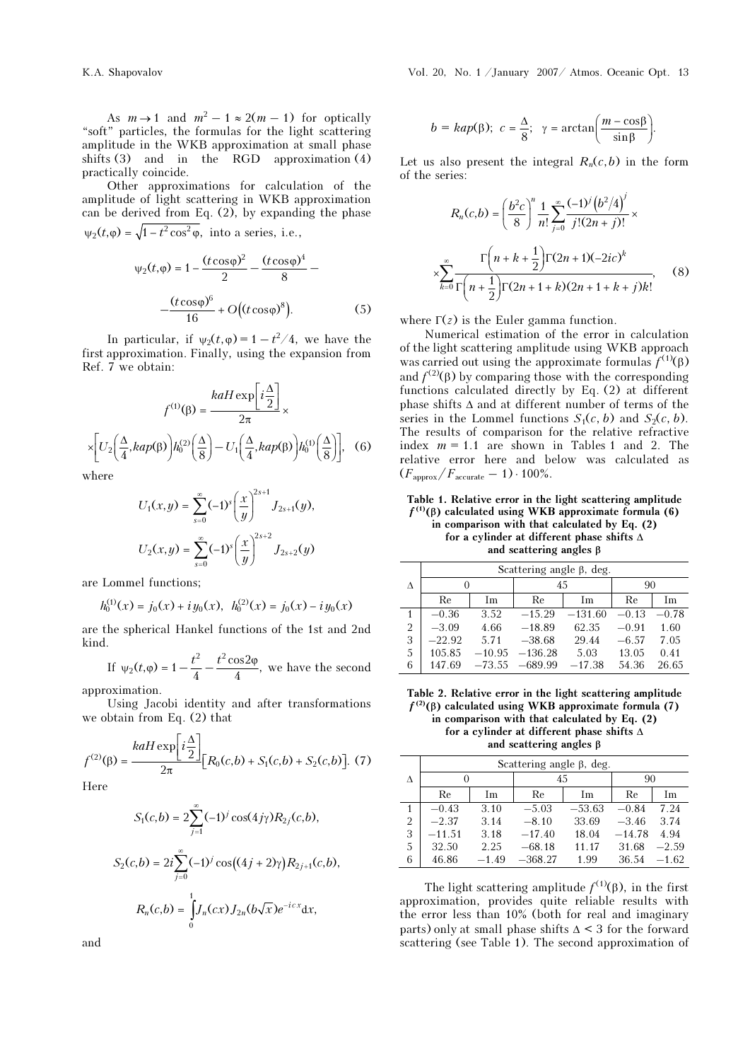As $m \to 1$ and $m^2 - 1 \approx 2(m-1)$ for optically "soft" particles, the formulas for the light scattering amplitude in the WKB approximation at small phase shifts (3) and in the RGD approximation (4) practically coincide.

Other approximations for calculation of the amplitude of light scattering in WKB approximation can be derived from Eq. (2), by expanding the phase $\psi_2(t,\varphi) = \sqrt{1 - t^2 \cos^2 \varphi}$, into a series, i.e.,

$$\psi_2(t,\varphi) = 1 - \frac{(t\cos\varphi)^2}{2} - \frac{(t\cos\varphi)^4}{8} - \frac{(t\cos\varphi)^6}{16} + O\left((t\cos\varphi)^8\right). \quad (5)$$

In particular, if $\psi_2(t,\varphi) = 1 - t^2/4$, we have the first approximation. Finally, using the expansion from Ref. 7 we obtain:

$$f^{(1)}(\beta) = \frac{kaH\exp\left[i\frac{\Delta}{2}\right]}{2\pi} \times \left[U_2\left(\frac{\Delta}{4}, kap(\beta)\right)h_0^{(2)}\left(\frac{\Delta}{8}\right) - U_1\left(\frac{\Delta}{4}, kap(\beta)\right)h_0^{(1)}\left(\frac{\Delta}{8}\right)\right], \quad (6)$$

where

$$U_1(x,y) = \sum_{s=0}^{\infty}(-1)^s\left(\frac{x}{y}\right)^{2s+1}J_{2s+1}(y),$$

$$U_2(x,y) = \sum_{s=0}^{\infty}(-1)^s\left(\frac{x}{y}\right)^{2s+2}J_{2s+2}(y)$$

are Lommel functions;

$$h_0^{(1)}(x) = j_0(x) + i\,y_0(x), \quad h_0^{(2)}(x) = j_0(x) - i\,y_0(x)$$

are the spherical Hankel functions of the 1st and 2nd kind.

If $\psi_2(t,\varphi) = 1 - \dfrac{t^2}{4} - \dfrac{t^2\cos 2\varphi}{4}$, we have the second approximation.

Using Jacobi identity and after transformations we obtain from Eq. (2) that

$$f^{(2)}(\beta) = \frac{kaH\exp\left[i\frac{\Delta}{2}\right]}{2\pi}\left[R_0(c,b) + S_1(c,b) + S_2(c,b)\right]. \quad (7)$$

Here

$$S_1(c,b) = 2\sum_{j=1}^{\infty}(-1)^j\cos(4j\gamma)R_{2j}(c,b),$$

$$S_2(c,b) = 2i\sum_{j=0}^{\infty}(-1)^j\cos\left((4j+2)\gamma\right)R_{2j+1}(c,b),$$

$$R_n(c,b) = \int_0^1 J_n(cx)J_{2n}(b\sqrt{x})e^{-icx}\,\mathrm{d}x,$$

and

$$b = kap(\beta);\; c = \frac{\Delta}{8};\; \gamma = \arctan\left(\frac{m - \cos\beta}{\sin\beta}\right).$$

Let us also present the integral $R_n(c,b)$ in the form of the series:

$$R_n(c,b) = \left(\frac{b^2c}{8}\right)^n \frac{1}{n!}\sum_{j=0}^{\infty}\frac{(-1)^j\left(b^2/4\right)^j}{j!(2n+j)!} \times \sum_{k=0}^{\infty}\frac{\Gamma\left(n+k+\frac{1}{2}\right)\Gamma(2n+1)(-2ic)^k}{\Gamma\left(n+\frac{1}{2}\right)\Gamma(2n+1+k)(2n+1+k+j)k!}, \quad (8)$$

where $\Gamma(z)$ is the Euler gamma function.

Numerical estimation of the error in calculation of the light scattering amplitude using WKB approach was carried out using the approximate formulas $f^{(1)}(\beta)$ and $f^{(2)}(\beta)$ by comparing those with the corresponding functions calculated directly by Eq. (2) at different phase shifts $\Delta$ and at different number of terms of the series in the Lommel functions $S_1(c, b)$ and $S_2(c, b)$. The results of comparison for the relative refractive index $m = 1.1$ are shown in Tables 1 and 2. The relative error here and below was calculated as $(F_{\text{approx}}/F_{\text{accurate}} - 1)\cdot 100\%$.

**Table 1. Relative error in the light scattering amplitude $f^{(1)}(\beta)$ calculated using WKB approximate formula (6) in comparison with that calculated by Eq. (2) for a cylinder at different phase shifts $\Delta$ and scattering angles $\beta$**

| $\Delta$ | Scattering angle $\beta$, deg. | | | | | |
|---|---|---|---|---|---|---|
| | 0 | | 45 | | 90 | |
| | Re | Im | Re | Im | Re | Im |
| 1 | −0.36 | 3.52 | −15.29 | −131.60 | −0.13 | −0.78 |
| 2 | −3.09 | 4.66 | −18.89 | 62.35 | −0.91 | 1.60 |
| 3 | −22.92 | 5.71 | −38.68 | 29.44 | −6.57 | 7.05 |
| 5 | 105.85 | −10.95 | −136.28 | 5.03 | 13.05 | 0.41 |
| 6 | 147.69 | −73.55 | −689.99 | −17.38 | 54.36 | 26.65 |

**Table 2. Relative error in the light scattering amplitude $f^{(2)}(\beta)$ calculated using WKB approximate formula (7) in comparison with that calculated by Eq. (2) for a cylinder at different phase shifts $\Delta$ and scattering angles $\beta$**

| $\Delta$ | Scattering angle $\beta$, deg. | | | | | |
|---|---|---|---|---|---|---|
| | 0 | | 45 | | 90 | |
| | Re | Im | Re | Im | Re | Im |
| 1 | −0.43 | 3.10 | −5.03 | −53.63 | −0.84 | 7.24 |
| 2 | −2.37 | 3.14 | −8.10 | 33.69 | −3.46 | 3.74 |
| 3 | −11.51 | 3.18 | −17.40 | 18.04 | −14.78 | 4.94 |
| 5 | 32.50 | 2.25 | −68.18 | 11.17 | 31.68 | −2.59 |
| 6 | 46.86 | −1.49 | −368.27 | 1.99 | 36.54 | −1.62 |

The light scattering amplitude $f^{(1)}(\beta)$, in the first approximation, provides quite reliable results with the error less than 10% (both for real and imaginary parts) only at small phase shifts $\Delta < 3$ for the forward scattering (see Table 1). The second approximation of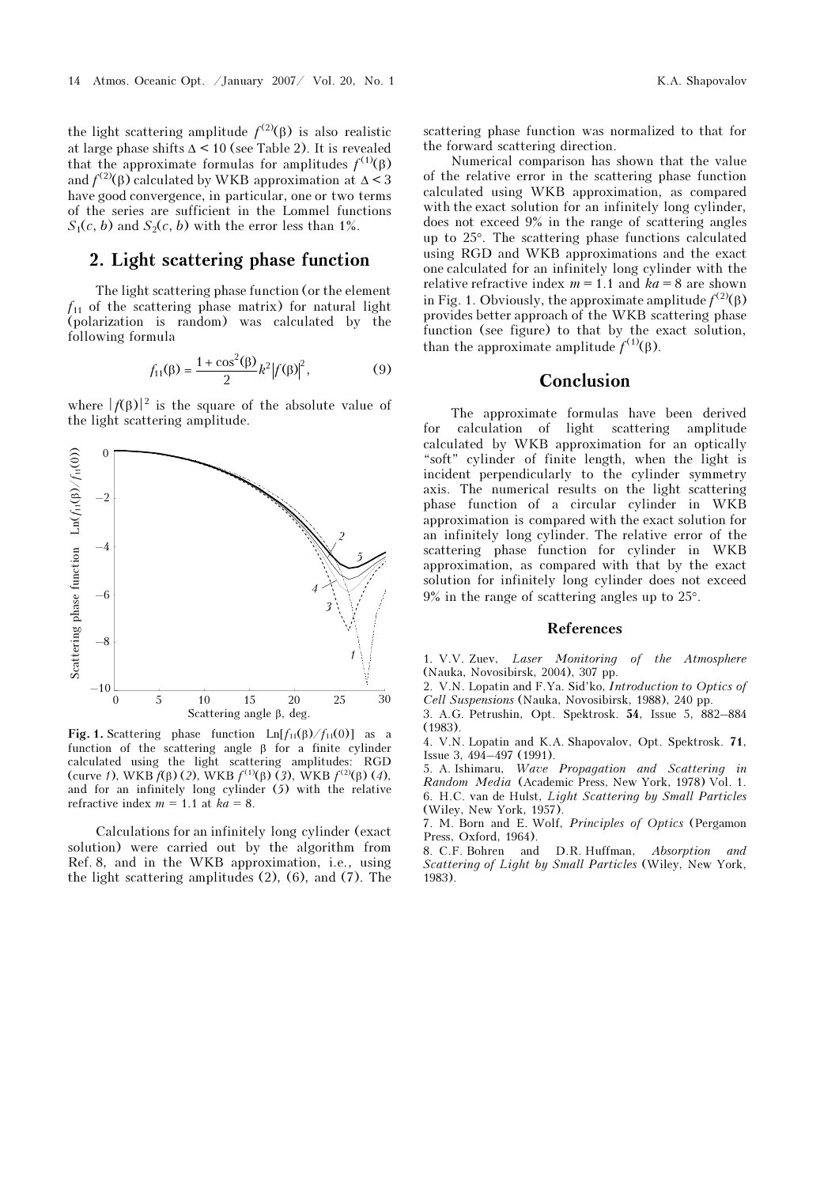the light scattering amplitude $f^{(2)}(\beta)$ is also realistic at large phase shifts $\Delta < 10$ (see Table 2). It is revealed that the approximate formulas for amplitudes $f^{(1)}(\beta)$ and $f^{(2)}(\beta)$ calculated by WKB approximation at $\Delta < 3$ have good convergence, in particular, one or two terms of the series are sufficient in the Lommel functions $S_1(c, b)$ and $S_2(c, b)$ with the error less than 1%.

## 2. Light scattering phase function

The light scattering phase function (or the element $f_{11}$ of the scattering phase matrix) for natural light (polarization is random) was calculated by the following formula

$$f_{11}(\beta) = \frac{1 + \cos^2(\beta)}{2} k^2 |f(\beta)|^2, \tag{9}$$

where $|f(\beta)|^2$ is the square of the absolute value of the light scattering amplitude.

Scattering phase function Ln($f_{11}(\beta)/f_{11}(0)$)

0
−2
−4
−6
−8
−10

0 5 10 15 20 25 30

Scattering angle β, deg.

1 2 3 4 5

**Fig. 1.** Scattering phase function $\text{Ln}[f_{11}(\beta)/f_{11}(0)]$ as a function of the scattering angle β for a finite cylinder calculated using the light scattering amplitudes: RGD (curve *1*), WKB $f(\beta)$ (*2*), WKB $f^{(1)}(\beta)$ (*3*), WKB $f^{(2)}(\beta)$ (*4*), and for an infinitely long cylinder (*5*) with the relative refractive index $m = 1.1$ at $ka = 8$.

Calculations for an infinitely long cylinder (exact solution) were carried out by the algorithm from Ref. 8, and in the WKB approximation, i.e., using the light scattering amplitudes (2), (6), and (7). The scattering phase function was normalized to that for the forward scattering direction.

Numerical comparison has shown that the value of the relative error in the scattering phase function calculated using WKB approximation, as compared with the exact solution for an infinitely long cylinder, does not exceed 9% in the range of scattering angles up to 25°. The scattering phase functions calculated using RGD and WKB approximations and the exact one calculated for an infinitely long cylinder with the relative refractive index $m = 1.1$ and $ka = 8$ are shown in Fig. 1. Obviously, the approximate amplitude $f^{(2)}(\beta)$ provides better approach of the WKB scattering phase function (see figure) to that by the exact solution, than the approximate amplitude $f^{(1)}(\beta)$.

## Conclusion

The approximate formulas have been derived for calculation of light scattering amplitude calculated by WKB approximation for an optically "soft" cylinder of finite length, when the light is incident perpendicularly to the cylinder symmetry axis. The numerical results on the light scattering phase function of a circular cylinder in WKB approximation is compared with the exact solution for an infinitely long cylinder. The relative error of the scattering phase function for cylinder in WKB approximation, as compared with that by the exact solution for infinitely long cylinder does not exceed 9% in the range of scattering angles up to 25°.

### References

1. V.V. Zuev, *Laser Monitoring of the Atmosphere* (Nauka, Novosibirsk, 2004), 307 pp.
2. V.N. Lopatin and F.Ya. Sid'ko, *Introduction to Optics of Cell Suspensions* (Nauka, Novosibirsk, 1988), 240 pp.
3. A.G. Petrushin, Opt. Spektrosk. **54**, Issue 5, 882–884 (1983).
4. V.N. Lopatin and K.A. Shapovalov, Opt. Spektrosk. **71**, Issue 3, 494–497 (1991).
5. A. Ishimaru, *Wave Propagation and Scattering in Random Media* (Academic Press, New York, 1978) Vol. 1.
6. H.C. van de Hulst, *Light Scattering by Small Particles* (Wiley, New York, 1957).
7. M. Born and E. Wolf, *Principles of Optics* (Pergamon Press, Oxford, 1964).
8. C.F. Bohren and D.R. Huffman, *Absorption and Scattering of Light by Small Particles* (Wiley, New York, 1983).